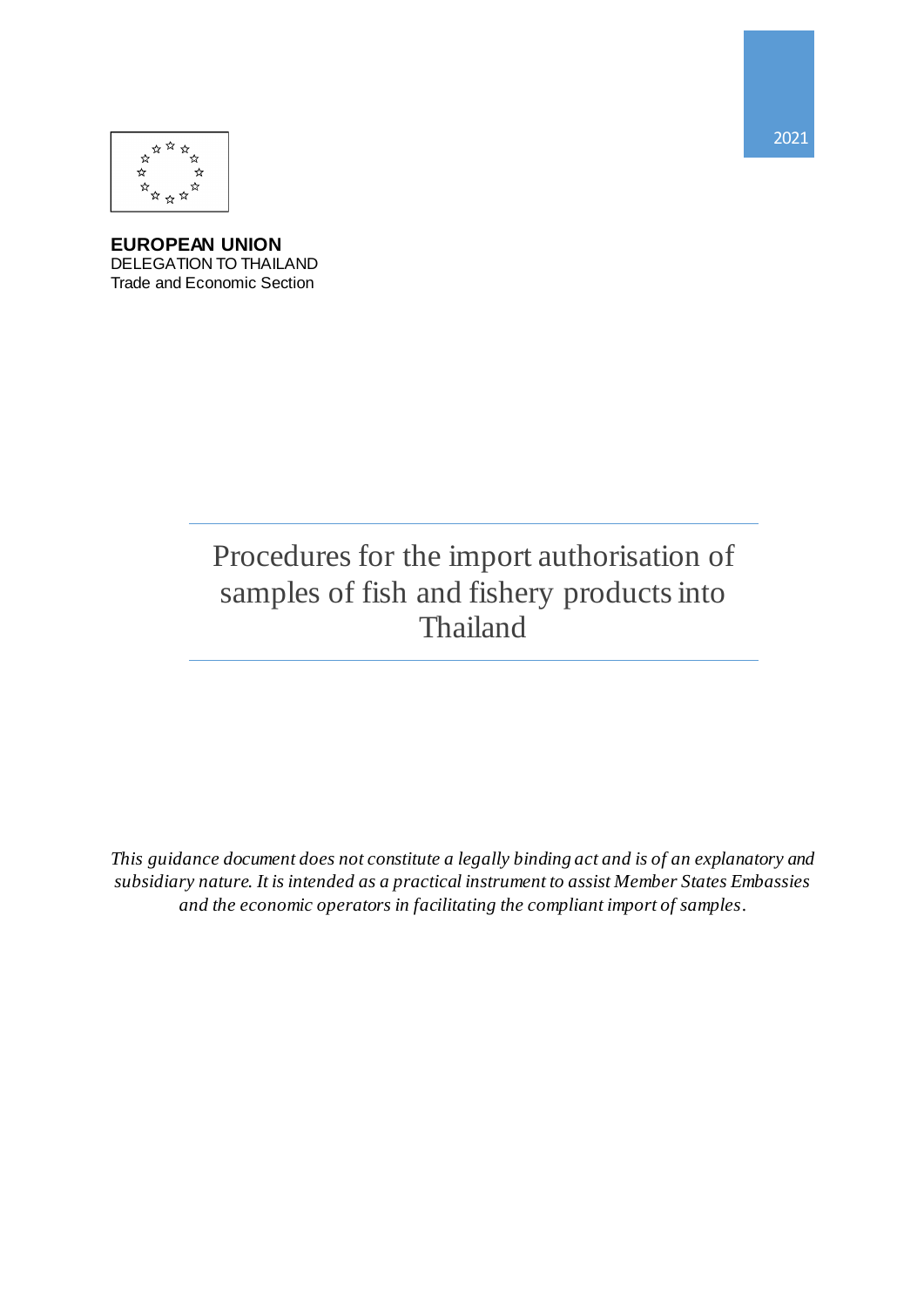2021

**EUROPEAN UNION**
DELEGATION TO THAILAND
Trade and Economic Section

# Procedures for the import authorisation of samples of fish and fishery products into Thailand

*This guidance document does not constitute a legally binding act and is of an explanatory and subsidiary nature. It is intended as a practical instrument to assist Member States Embassies and the economic operators in facilitating the compliant import of samples.*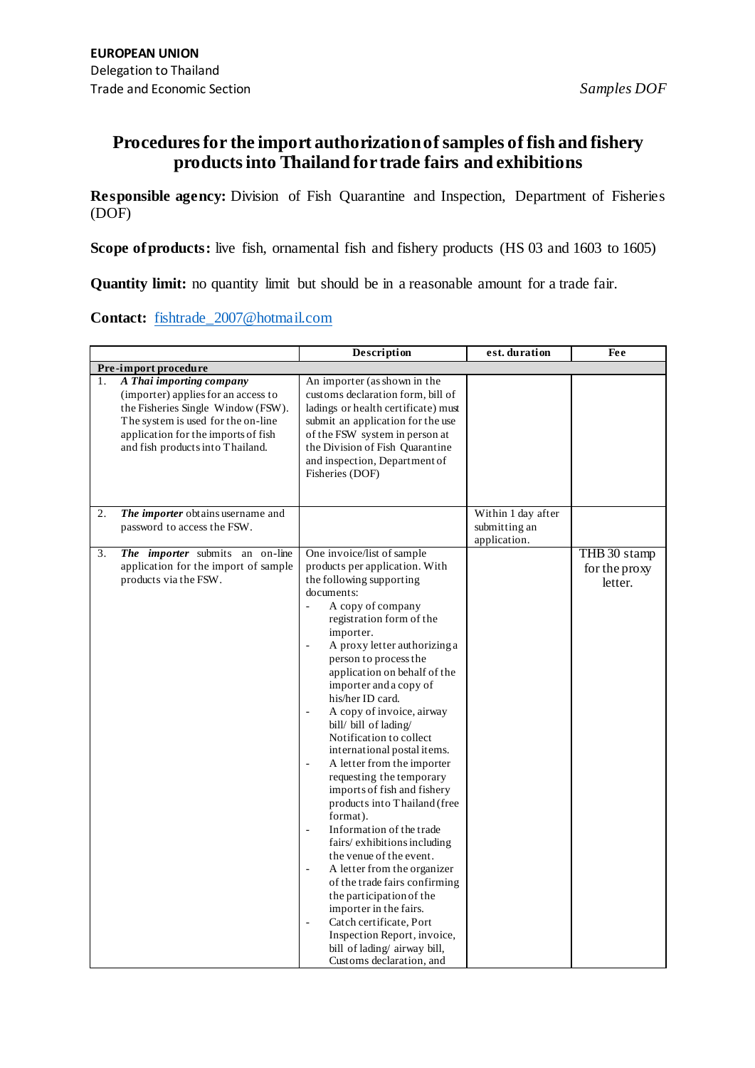**EUROPEAN UNION**
Delegation to Thailand
Trade and Economic Section

*Samples DOF*

# Procedures for the import authorization of samples of fish and fishery products into Thailand for trade fairs and exhibitions

**Responsible agency:** Division of Fish Quarantine and Inspection, Department of Fisheries (DOF)

**Scope of products:** live fish, ornamental fish and fishery products (HS 03 and 1603 to 1605)

**Quantity limit:** no quantity limit but should be in a reasonable amount for a trade fair.

**Contact:** fishtrade_2007@hotmail.com

| | Description | est. duration | Fee |
|---|---|---|---|
| **Pre-import procedure** | | | |
| 1. ***A Thai importing company*** (importer) applies for an access to the Fisheries Single Window (FSW). The system is used for the on-line application for the imports of fish and fish products into Thailand. | An importer (as shown in the customs declaration form, bill of ladings or health certificate) must submit an application for the use of the FSW system in person at the Division of Fish Quarantine and inspection, Department of Fisheries (DOF) | | |
| 2. ***The importer*** obtains username and password to access the FSW. | | Within 1 day after submitting an application. | |
| 3. ***The importer*** submits an on-line application for the import of sample products via the FSW. | One invoice/list of sample products per application. With the following supporting documents:<br>- A copy of company registration form of the importer.<br>- A proxy letter authorizing a person to process the application on behalf of the importer and a copy of his/her ID card.<br>- A copy of invoice, airway bill/ bill of lading/ Notification to collect international postal items.<br>- A letter from the importer requesting the temporary imports of fish and fishery products into Thailand (free format).<br>- Information of the trade fairs/ exhibitions including the venue of the event.<br>- A letter from the organizer of the trade fairs confirming the participation of the importer in the fairs.<br>- Catch certificate, Port Inspection Report, invoice, bill of lading/ airway bill, Customs declaration, and | | THB 30 stamp for the proxy letter. |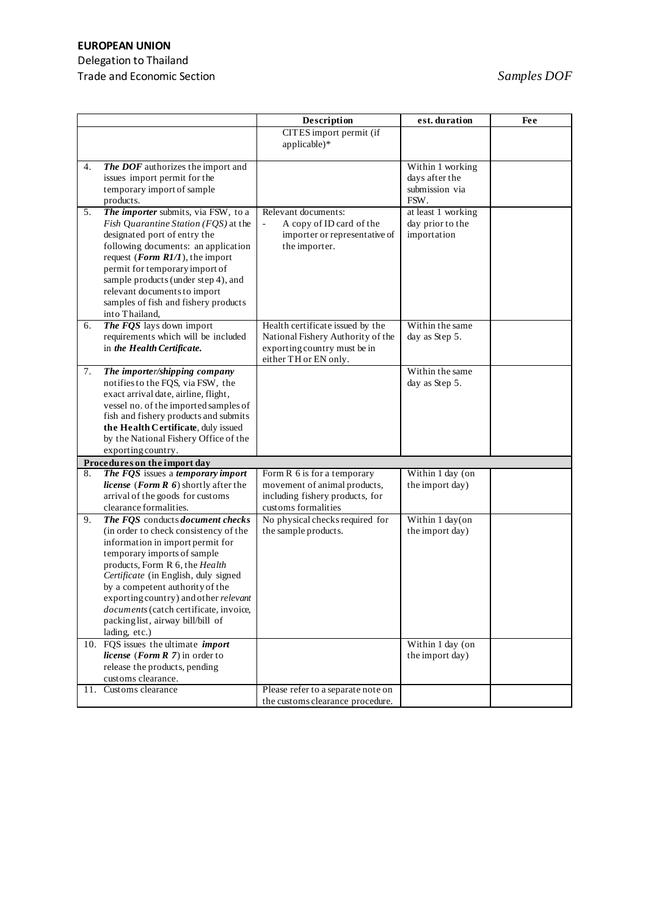| | Description | est. duration | Fee |
|---|---|---|---|
| | CITES import permit (if applicable)* | | |
| 4. ***The DOF*** authorizes the import and issues import permit for the temporary import of sample products. | | Within 1 working days after the submission via FSW. | |
| 5. ***The importer*** submits, via FSW, to a *Fish Quarantine Station (FQS)* at the designated port of entry the following documents: an application request (***Form R1/1***), the import permit for temporary import of sample products (under step 4), and relevant documents to import samples of fish and fishery products into Thailand, | Relevant documents:<br>- A copy of ID card of the importer or representative of the importer. | at least 1 working day prior to the importation | |
| 6. ***The FQS*** lays down import requirements which will be included in ***the Health Certificate.*** | Health certificate issued by the National Fishery Authority of the exporting country must be in either TH or EN only. | Within the same day as Step 5. | |
| 7. ***The importer/shipping company*** notifies to the FQS, via FSW, the exact arrival date, airline, flight, vessel no. of the imported samples of fish and fishery products and submits **the Health Certificate**, duly issued by the National Fishery Office of the exporting country. | | Within the same day as Step 5. | |
| **Procedures on the import day** | | | |
| 8. ***The FQS*** issues a ***temporary import license*** (***Form R 6***) shortly after the arrival of the goods for customs clearance formalities. | Form R 6 is for a temporary movement of animal products, including fishery products, for customs formalities | Within 1 day (on the import day) | |
| 9. ***The FQS*** conducts ***document checks*** (in order to check consistency of the information in import permit for temporary imports of sample products, Form R 6, the *Health Certificate* (in English, duly signed by a competent authority of the exporting country) and other *relevant documents* (catch certificate, invoice, packing list, airway bill/bill of lading, etc.) | No physical checks required for the sample products. | Within 1 day(on the import day) | |
| 10. FQS issues the ultimate ***import license*** (***Form R 7***) in order to release the products, pending customs clearance. | | Within 1 day (on the import day) | |
| 11. Customs clearance | Please refer to a separate note on the customs clearance procedure. | | |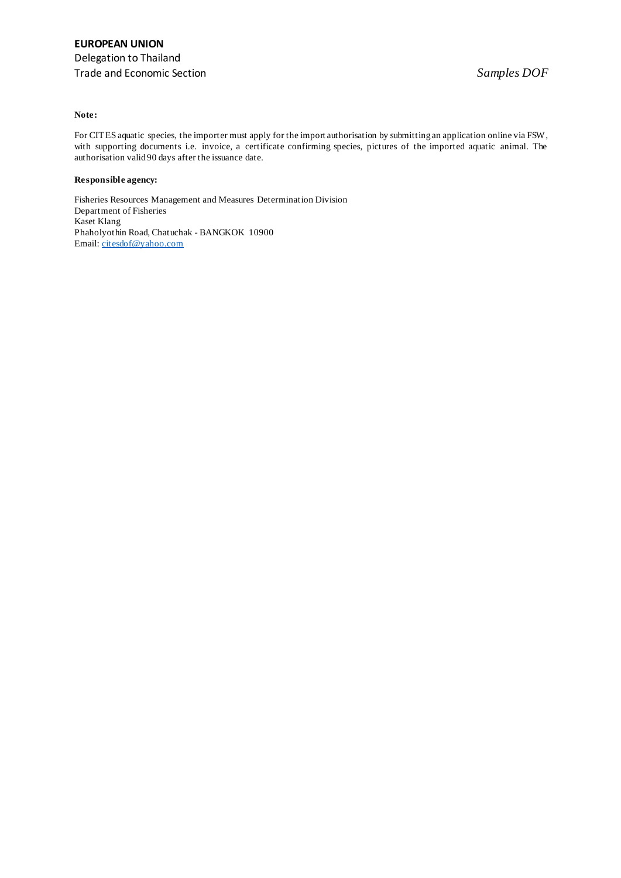**Note:**

For CITES aquatic species, the importer must apply for the import authorisation by submitting an application online via FSW, with supporting documents i.e. invoice, a certificate confirming species, pictures of the imported aquatic animal. The authorisation valid 90 days after the issuance date.

**Responsible agency:**

Fisheries Resources Management and Measures Determination Division
Department of Fisheries
Kaset Klang
Phaholyothin Road, Chatuchak - BANGKOK 10900
Email: citesdof@yahoo.com